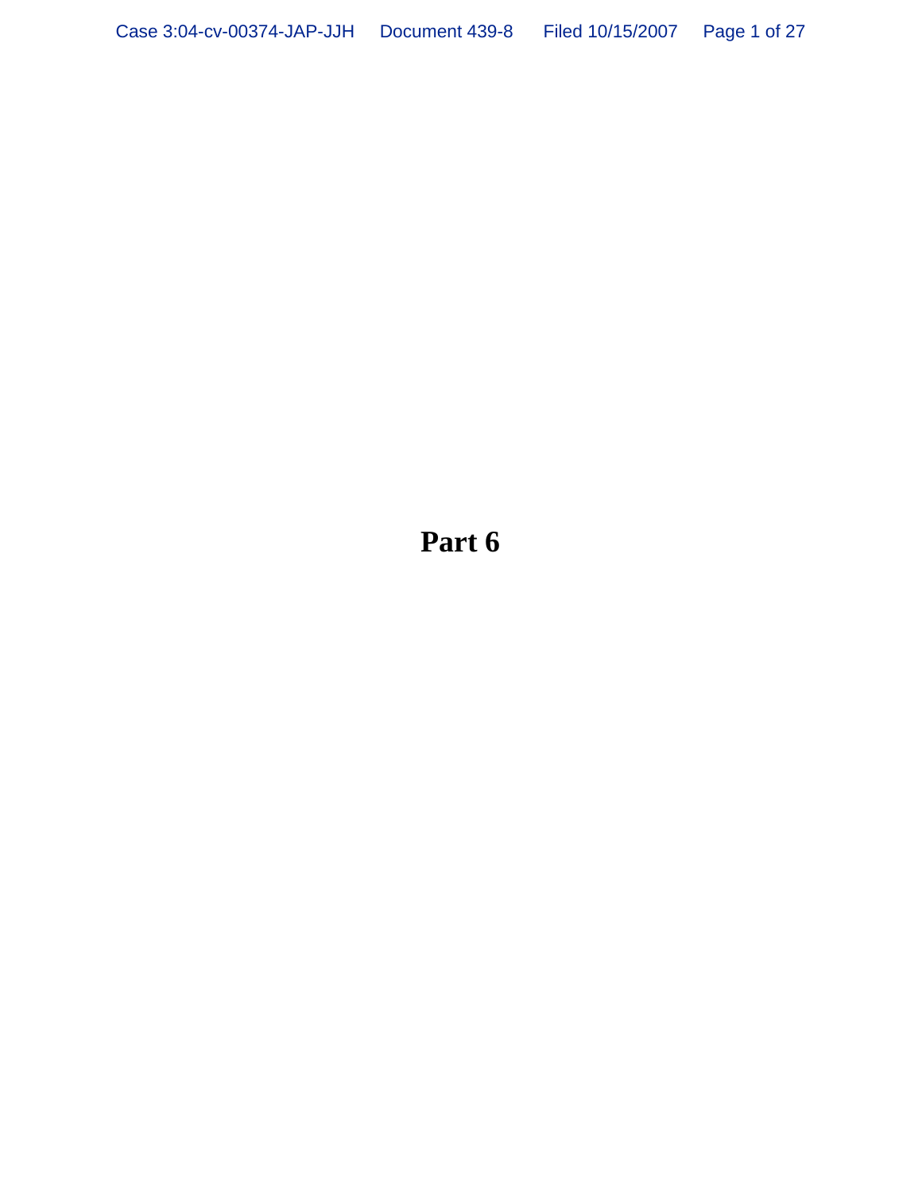# Part 6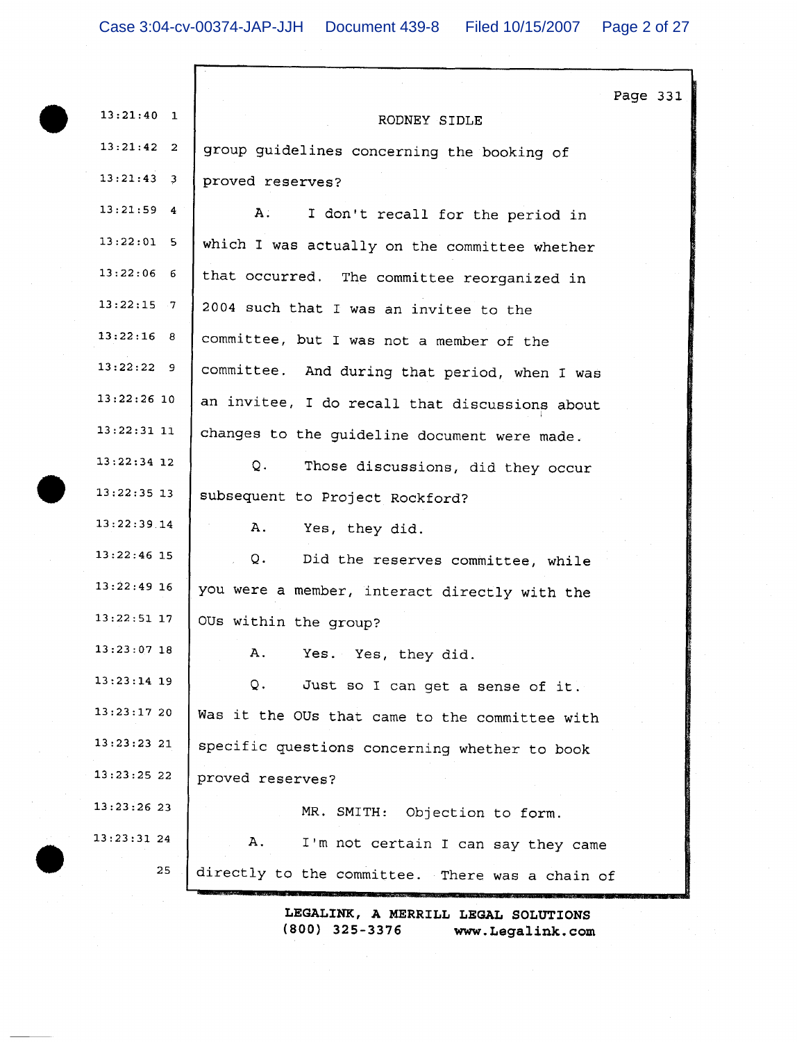RODNEY SIDLE

group guidelines concerning the booking of proved reserves?

A. I don't recall for the period in which I was actually on the committee whether that occurred. The committee reorganized in 2004 such that I was an invitee to the committee, but I was not a member of the committee. And during that period, when I was an invitee, I do recall that discussions about changes to the guideline document were made.

Q. Those discussions, did they occur subsequent to Project Rockford?

A. Yes, they did.

Q. Did the reserves committee, while you were a member, interact directly with the OUs within the group?

A. Yes. Yes, they did.

Q. Just so I can get a sense of it. Was it the OUs that came to the committee with specific questions concerning whether to book proved reserves?

MR. SMITH: Objection to form.

A. I'm not certain I can say they came directly to the committee. There was a chain of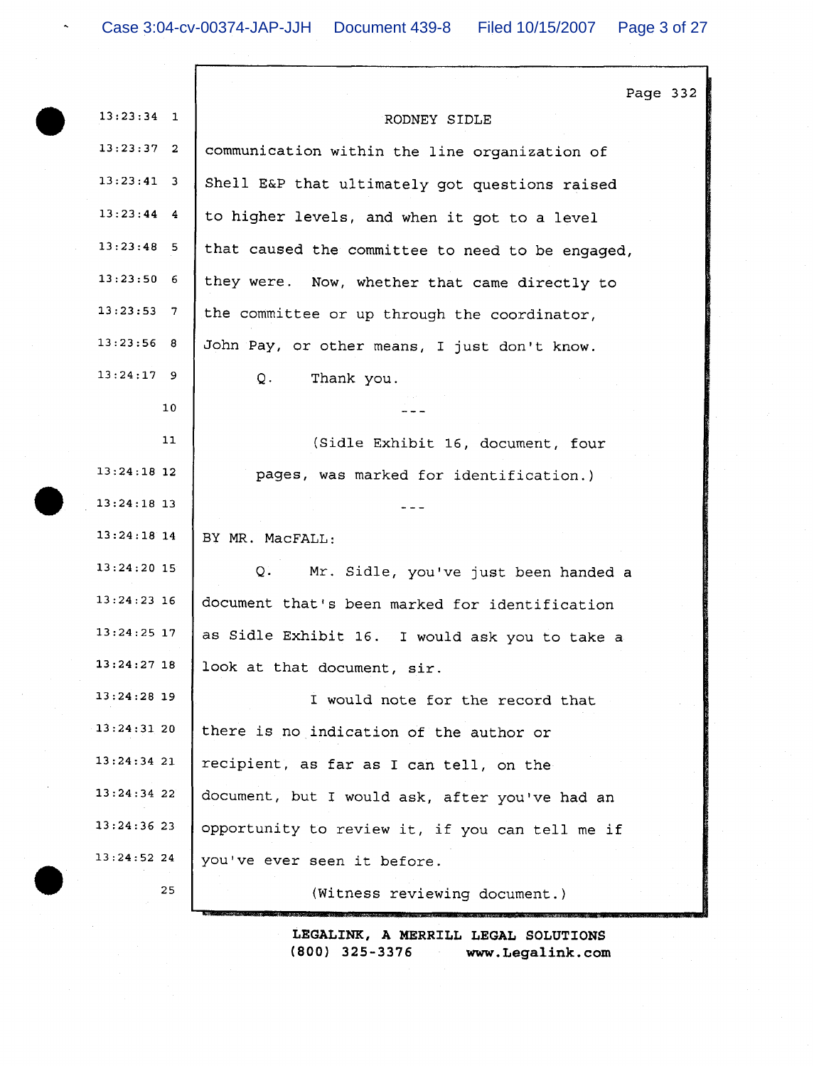Page 332

RODNEY SIDLE

communication within the line organization of Shell E&P that ultimately got questions raised to higher levels, and when it got to a level that caused the committee to need to be engaged, they were. Now, whether that came directly to the committee or up through the coordinator, John Pay, or other means, I just don't know.

Q. Thank you.

---

(Sidle Exhibit 16, document, four pages, was marked for identification.)

---

BY MR. MacFALL:

Q. Mr. Sidle, you've just been handed a document that's been marked for identification as Sidle Exhibit 16. I would ask you to take a look at that document, sir.

I would note for the record that there is no indication of the author or recipient, as far as I can tell, on the document, but I would ask, after you've had an opportunity to review it, if you can tell me if you've ever seen it before.

(Witness reviewing document.)

LEGALINK, A MERRILL LEGAL SOLUTIONS
(800) 325-3376 www.Legalink.com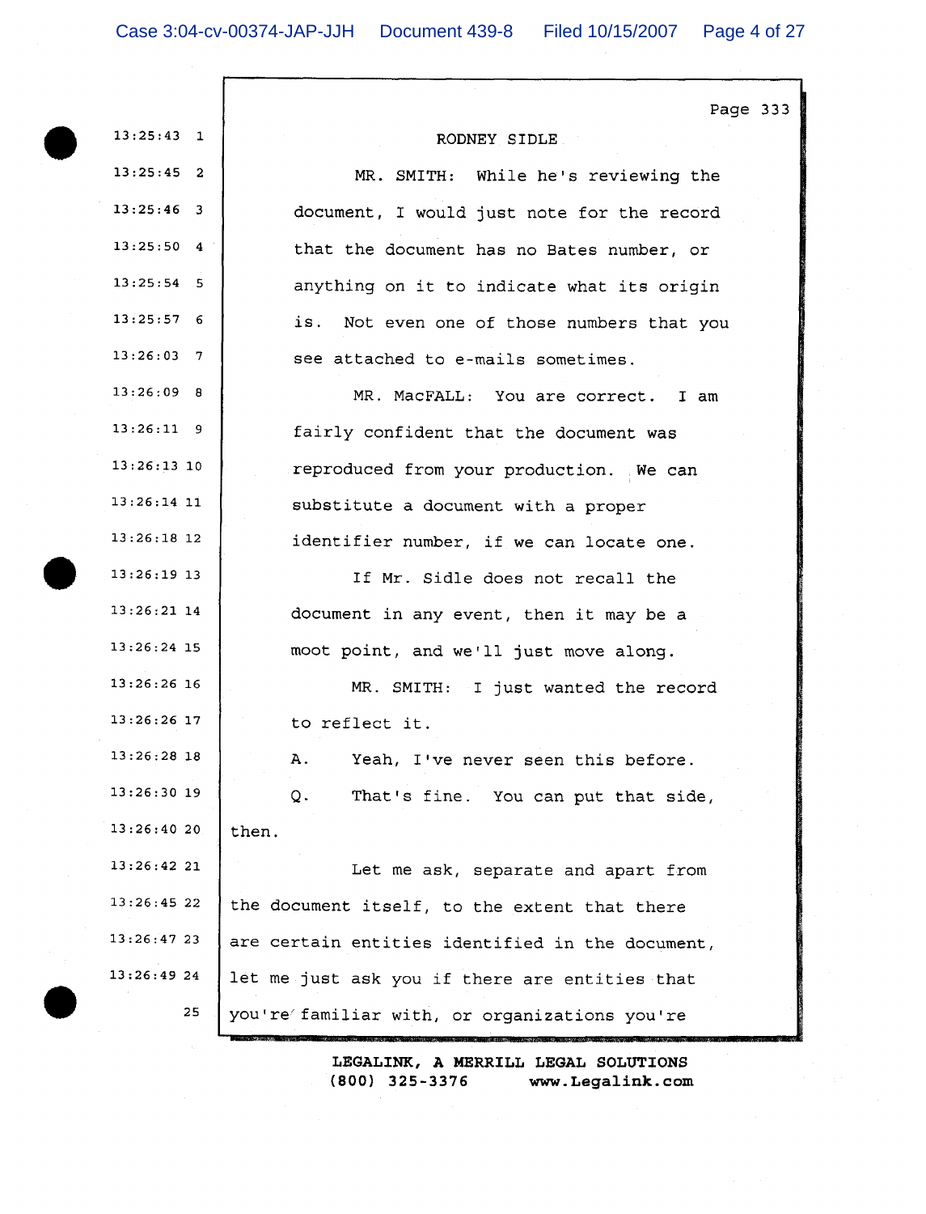Page 333

RODNEY SIDLE

MR. SMITH: While he's reviewing the document, I would just note for the record that the document has no Bates number, or anything on it to indicate what its origin is. Not even one of those numbers that you see attached to e-mails sometimes.

MR. MacFALL: You are correct. I am fairly confident that the document was reproduced from your production. We can substitute a document with a proper identifier number, if we can locate one.

If Mr. Sidle does not recall the document in any event, then it may be a moot point, and we'll just move along.

MR. SMITH: I just wanted the record to reflect it.

A. Yeah, I've never seen this before.

Q. That's fine. You can put that side, then.

Let me ask, separate and apart from the document itself, to the extent that there are certain entities identified in the document, let me just ask you if there are entities that you're familiar with, or organizations you're

LEGALINK, A MERRILL LEGAL SOLUTIONS
(800) 325-3376 www.Legalink.com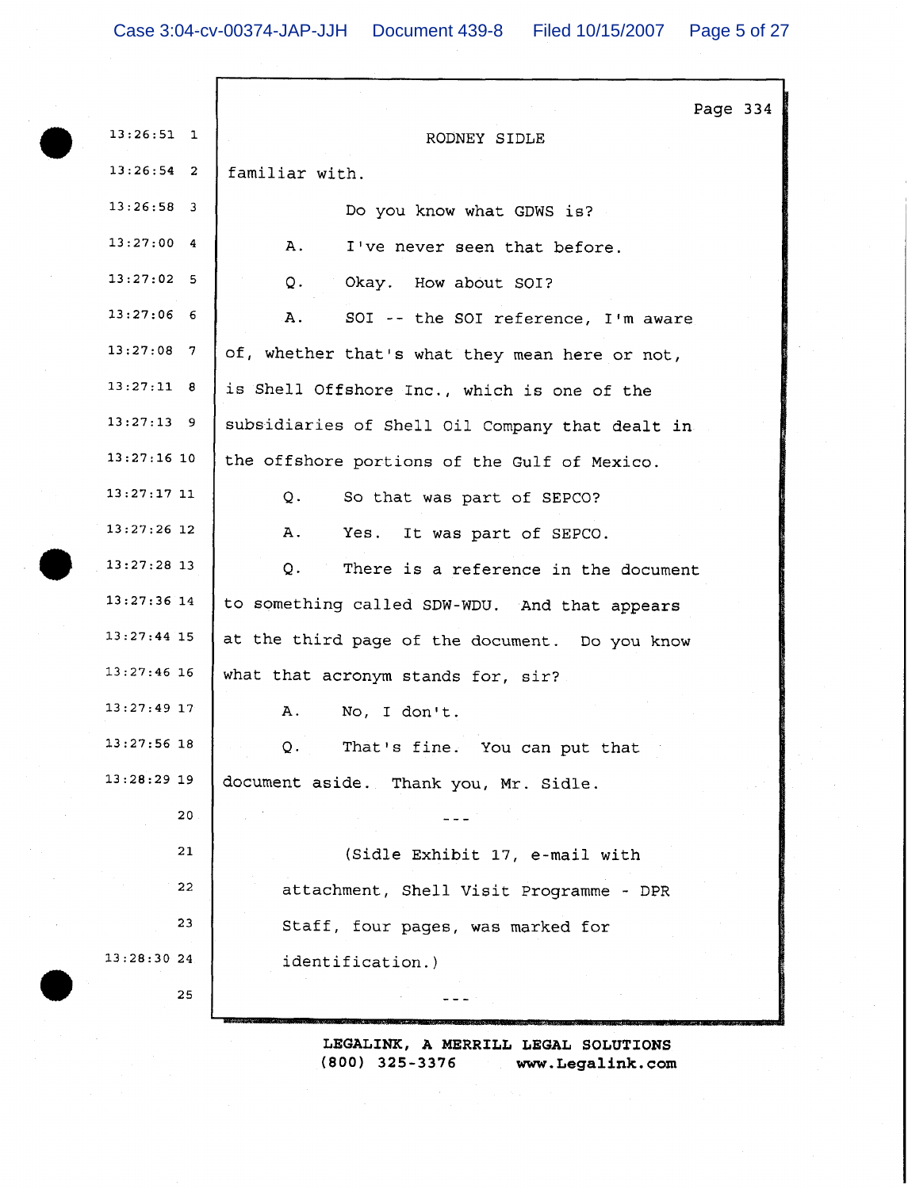RODNEY SIDLE

familiar with.

Do you know what GDWS is?

A. I've never seen that before.

Q. Okay. How about SOI?

A. SOI -- the SOI reference, I'm aware of, whether that's what they mean here or not, is Shell Offshore Inc., which is one of the subsidiaries of Shell Oil Company that dealt in the offshore portions of the Gulf of Mexico.

Q. So that was part of SEPCO?

A. Yes. It was part of SEPCO.

Q. There is a reference in the document to something called SDW-WDU. And that appears at the third page of the document. Do you know what that acronym stands for, sir?

A. No, I don't.

Q. That's fine. You can put that document aside. Thank you, Mr. Sidle.

---

(Sidle Exhibit 17, e-mail with attachment, Shell Visit Programme - DPR Staff, four pages, was marked for identification.)

---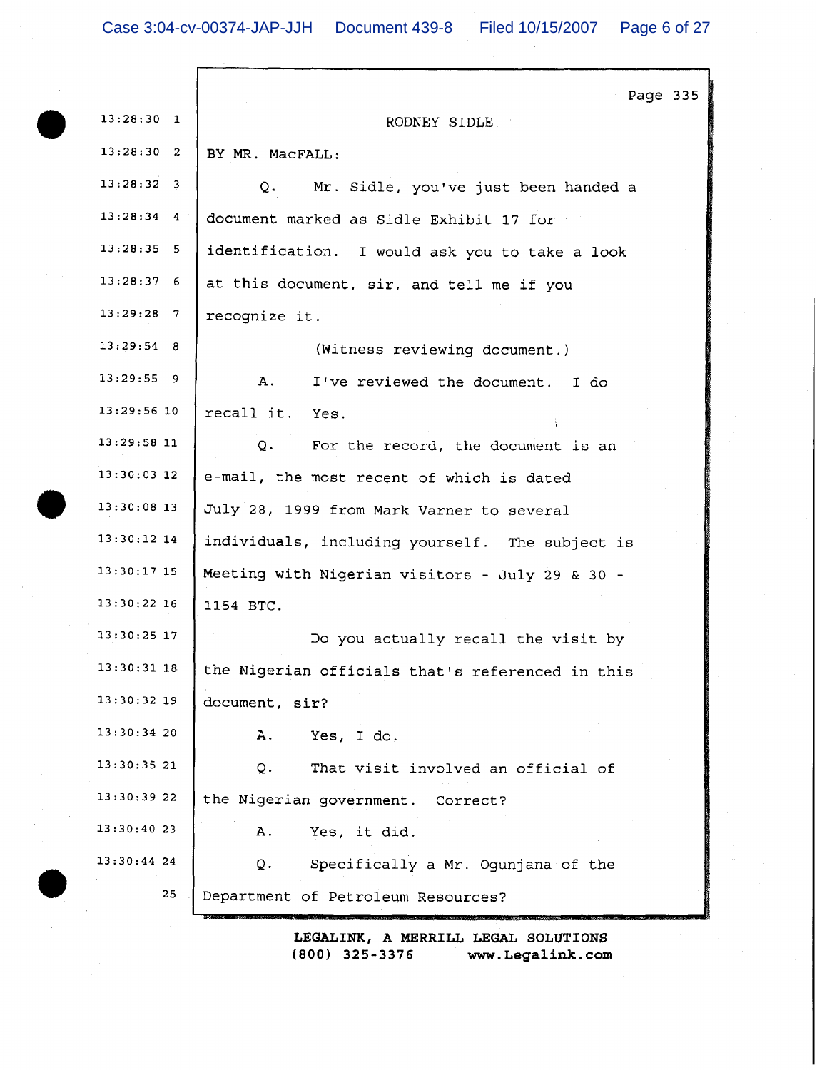RODNEY SIDLE

BY MR. MacFALL:

Q. Mr. Sidle, you've just been handed a document marked as Sidle Exhibit 17 for identification. I would ask you to take a look at this document, sir, and tell me if you recognize it.

(Witness reviewing document.)

A. I've reviewed the document. I do recall it. Yes.

Q. For the record, the document is an e-mail, the most recent of which is dated July 28, 1999 from Mark Varner to several individuals, including yourself. The subject is Meeting with Nigerian visitors - July 29 & 30 - 1154 BTC.

Do you actually recall the visit by the Nigerian officials that's referenced in this document, sir?

A. Yes, I do.

Q. That visit involved an official of the Nigerian government. Correct?

A. Yes, it did.

Q. Specifically a Mr. Ogunjana of the Department of Petroleum Resources?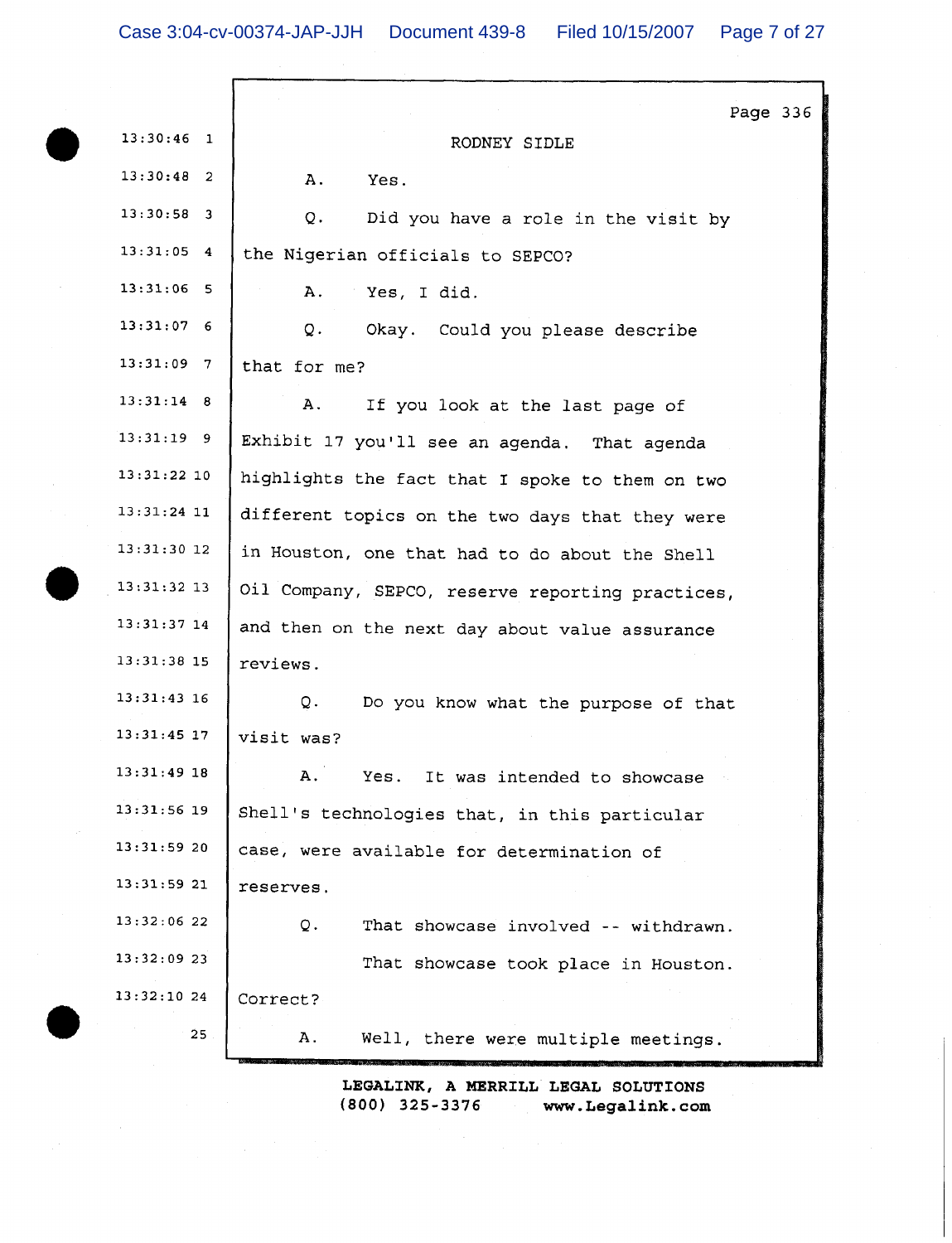RODNEY SIDLE

A. Yes.

Q. Did you have a role in the visit by the Nigerian officials to SEPCO?

A. Yes, I did.

Q. Okay. Could you please describe that for me?

A. If you look at the last page of Exhibit 17 you'll see an agenda. That agenda highlights the fact that I spoke to them on two different topics on the two days that they were in Houston, one that had to do about the Shell Oil Company, SEPCO, reserve reporting practices, and then on the next day about value assurance reviews.

Q. Do you know what the purpose of that visit was?

A. Yes. It was intended to showcase Shell's technologies that, in this particular case, were available for determination of reserves.

Q. That showcase involved -- withdrawn.

That showcase took place in Houston. Correct?

A. Well, there were multiple meetings.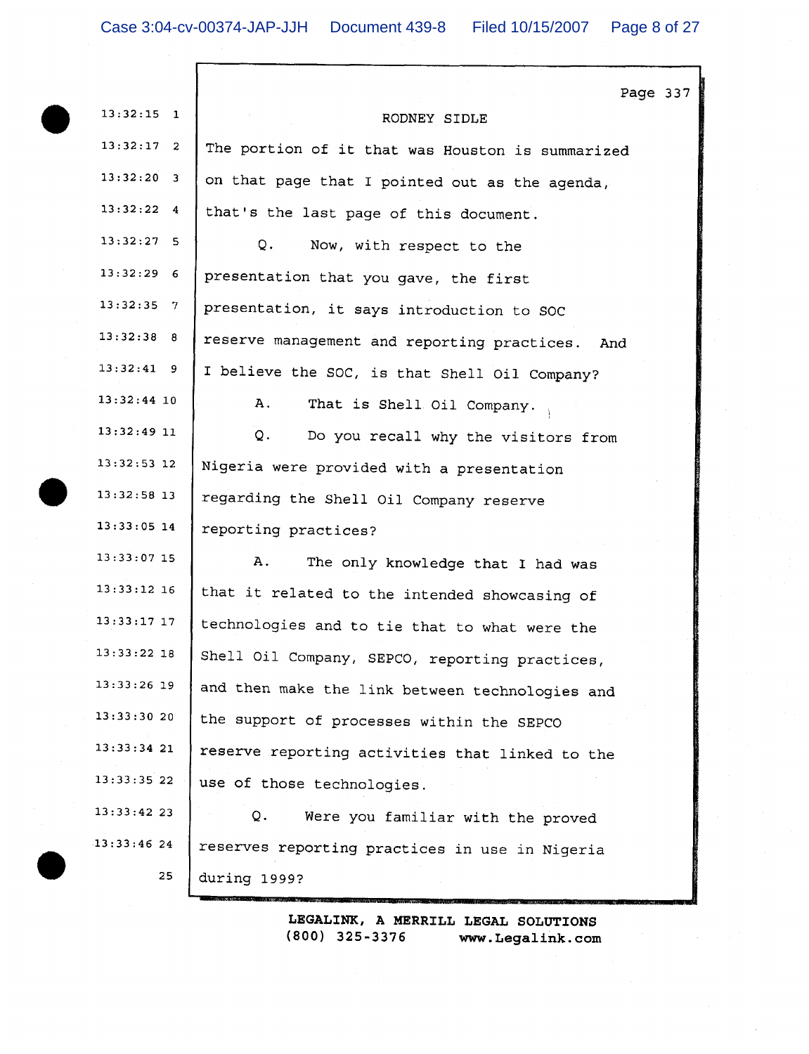Page 337

RODNEY SIDLE

The portion of it that was Houston is summarized on that page that I pointed out as the agenda, that's the last page of this document.

Q. Now, with respect to the presentation that you gave, the first presentation, it says introduction to SOC reserve management and reporting practices. And I believe the SOC, is that Shell Oil Company?

A. That is Shell Oil Company.

Q. Do you recall why the visitors from Nigeria were provided with a presentation regarding the Shell Oil Company reserve reporting practices?

A. The only knowledge that I had was that it related to the intended showcasing of technologies and to tie that to what were the Shell Oil Company, SEPCO, reporting practices, and then make the link between technologies and the support of processes within the SEPCO reserve reporting activities that linked to the use of those technologies.

Q. Were you familiar with the proved reserves reporting practices in use in Nigeria during 1999?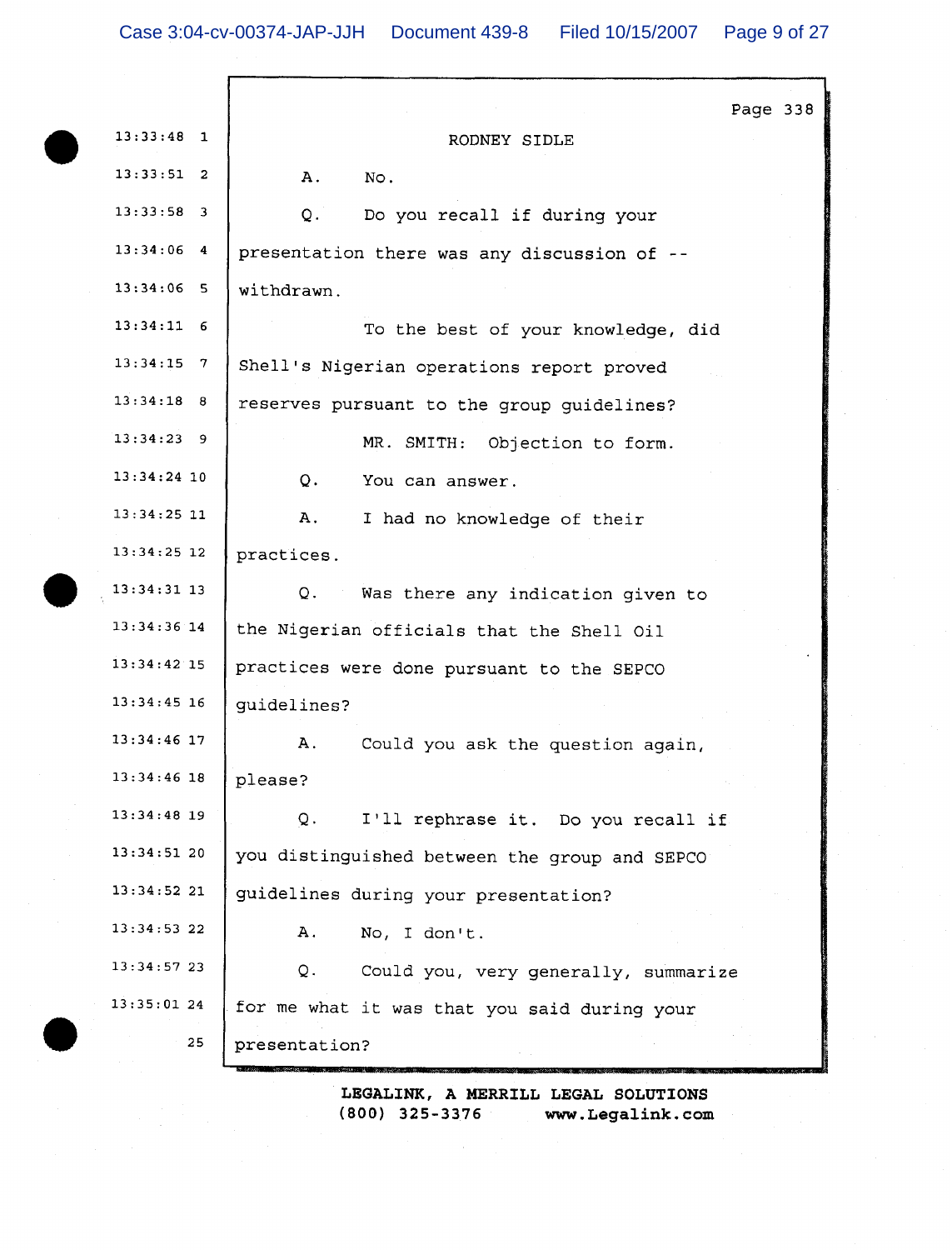Page 338

RODNEY SIDLE

A. No.

Q. Do you recall if during your presentation there was any discussion of -- withdrawn.

To the best of your knowledge, did Shell's Nigerian operations report proved reserves pursuant to the group guidelines?

MR. SMITH: Objection to form.

Q. You can answer.

A. I had no knowledge of their practices.

Q. Was there any indication given to the Nigerian officials that the Shell Oil practices were done pursuant to the SEPCO guidelines?

A. Could you ask the question again, please?

Q. I'll rephrase it. Do you recall if you distinguished between the group and SEPCO guidelines during your presentation?

A. No, I don't.

Q. Could you, very generally, summarize for me what it was that you said during your presentation?

LEGALINK, A MERRILL LEGAL SOLUTIONS
(800) 325-3376 www.Legalink.com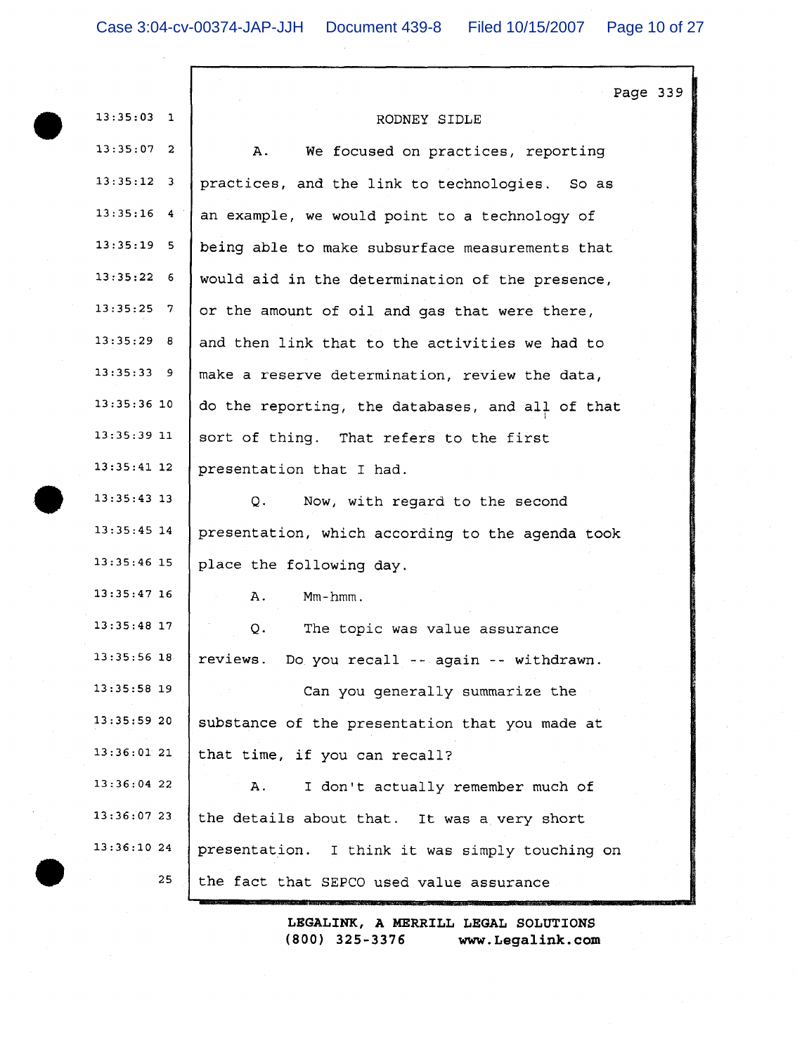RODNEY SIDLE

A. We focused on practices, reporting practices, and the link to technologies. So as an example, we would point to a technology of being able to make subsurface measurements that would aid in the determination of the presence, or the amount of oil and gas that were there, and then link that to the activities we had to make a reserve determination, review the data, do the reporting, the databases, and all of that sort of thing. That refers to the first presentation that I had.

Q. Now, with regard to the second presentation, which according to the agenda took place the following day.

A. Mm-hmm.

Q. The topic was value assurance reviews. Do you recall -- again -- withdrawn.

Can you generally summarize the substance of the presentation that you made at that time, if you can recall?

A. I don't actually remember much of the details about that. It was a very short presentation. I think it was simply touching on the fact that SEPCO used value assurance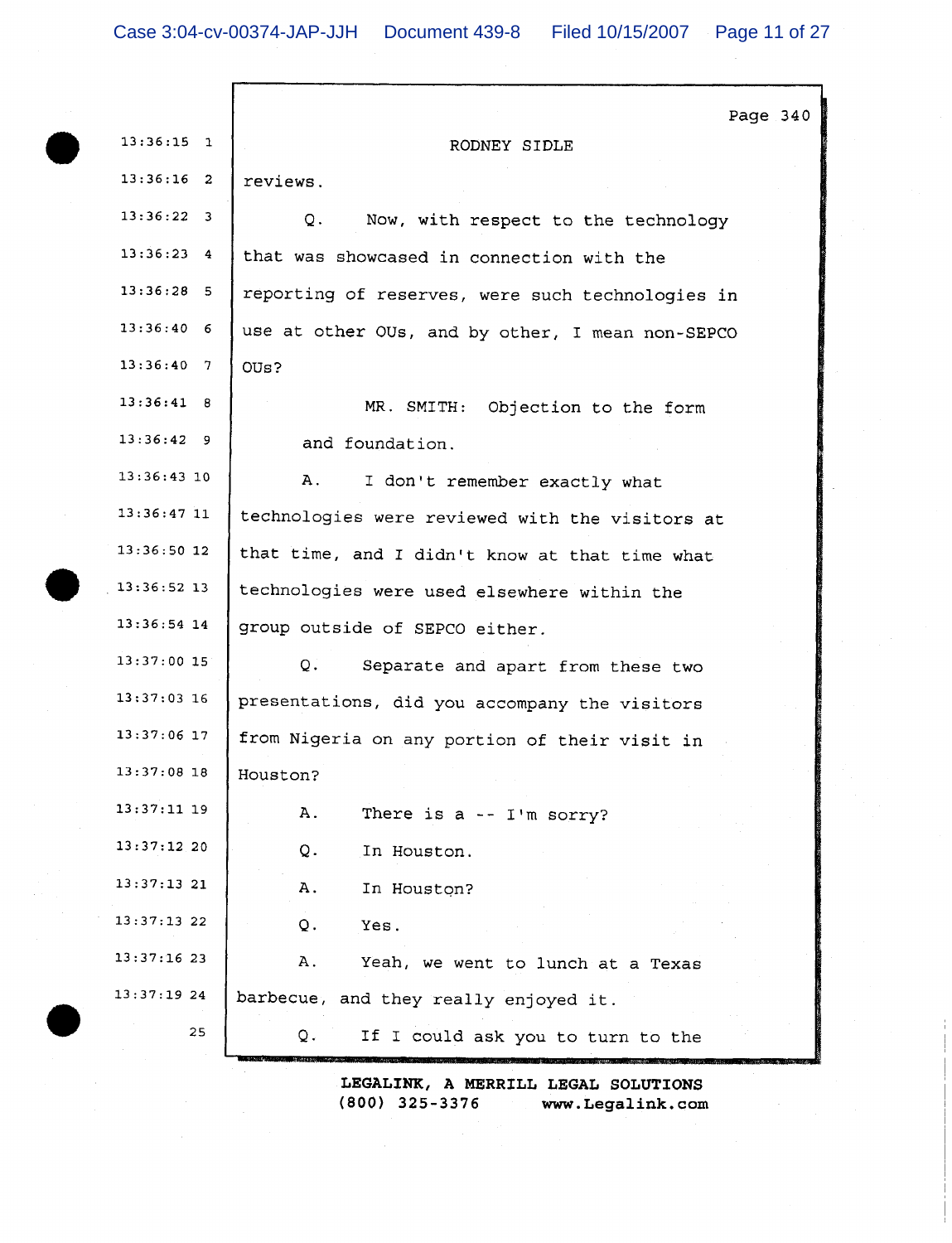Page 340

RODNEY SIDLE

reviews.

Q. Now, with respect to the technology that was showcased in connection with the reporting of reserves, were such technologies in use at other OUs, and by other, I mean non-SEPCO OUs?

MR. SMITH: Objection to the form and foundation.

A. I don't remember exactly what technologies were reviewed with the visitors at that time, and I didn't know at that time what technologies were used elsewhere within the group outside of SEPCO either.

Q. Separate and apart from these two presentations, did you accompany the visitors from Nigeria on any portion of their visit in Houston?

A. There is a -- I'm sorry?

Q. In Houston.

A. In Houston?

Q. Yes.

A. Yeah, we went to lunch at a Texas barbecue, and they really enjoyed it.

Q. If I could ask you to turn to the

LEGALINK, A MERRILL LEGAL SOLUTIONS
(800) 325-3376 www.Legalink.com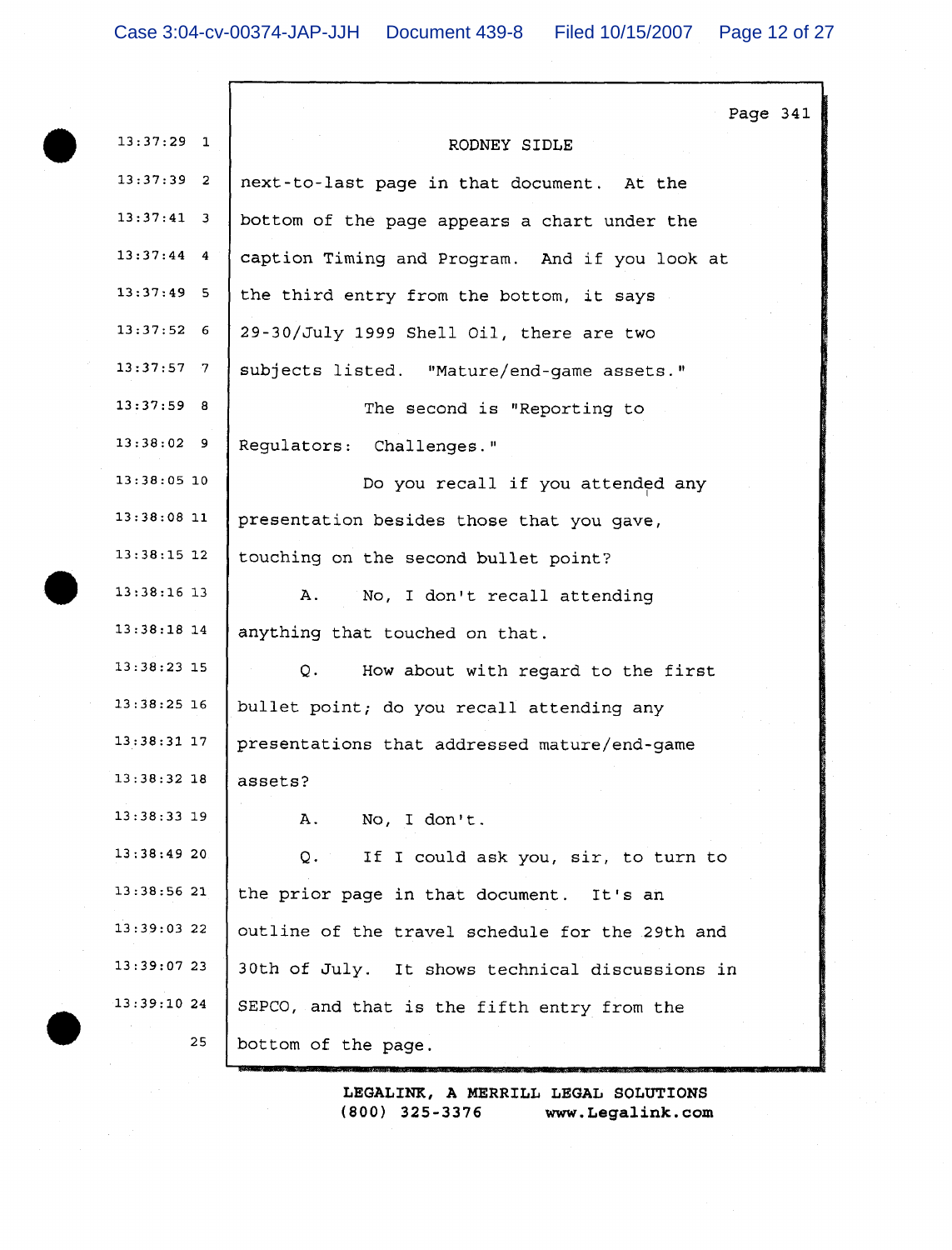RODNEY SIDLE

next-to-last page in that document. At the bottom of the page appears a chart under the caption Timing and Program. And if you look at the third entry from the bottom, it says 29-30/July 1999 Shell Oil, there are two subjects listed. "Mature/end-game assets."

The second is "Reporting to Regulators: Challenges."

Do you recall if you attended any presentation besides those that you gave, touching on the second bullet point?

A. No, I don't recall attending anything that touched on that.

Q. How about with regard to the first bullet point; do you recall attending any presentations that addressed mature/end-game assets?

A. No, I don't.

Q. If I could ask you, sir, to turn to the prior page in that document. It's an outline of the travel schedule for the 29th and 30th of July. It shows technical discussions in SEPCO, and that is the fifth entry from the bottom of the page.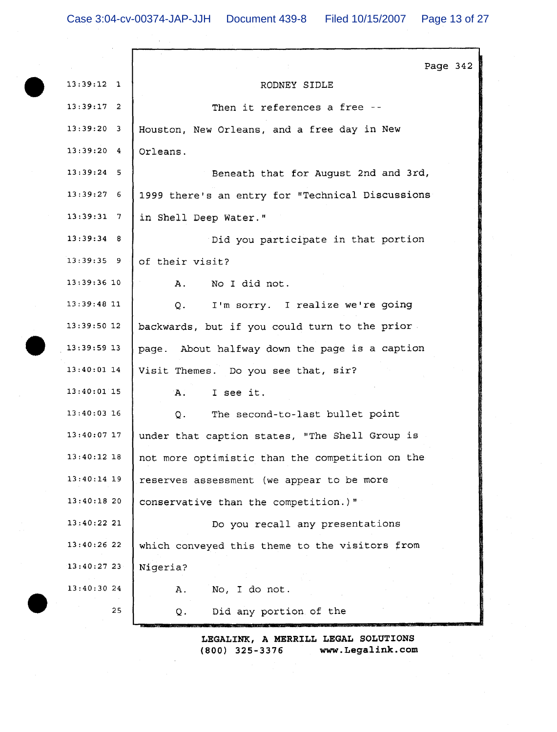RODNEY SIDLE

Then it references a free -- Houston, New Orleans, and a free day in New Orleans.

Beneath that for August 2nd and 3rd, 1999 there's an entry for "Technical Discussions in Shell Deep Water."

Did you participate in that portion of their visit?

A. No I did not.

Q. I'm sorry. I realize we're going backwards, but if you could turn to the prior page. About halfway down the page is a caption Visit Themes. Do you see that, sir?

A. I see it.

Q. The second-to-last bullet point under that caption states, "The Shell Group is not more optimistic than the competition on the reserves assessment (we appear to be more conservative than the competition.)"

Do you recall any presentations which conveyed this theme to the visitors from Nigeria?

A. No, I do not.

Q. Did any portion of the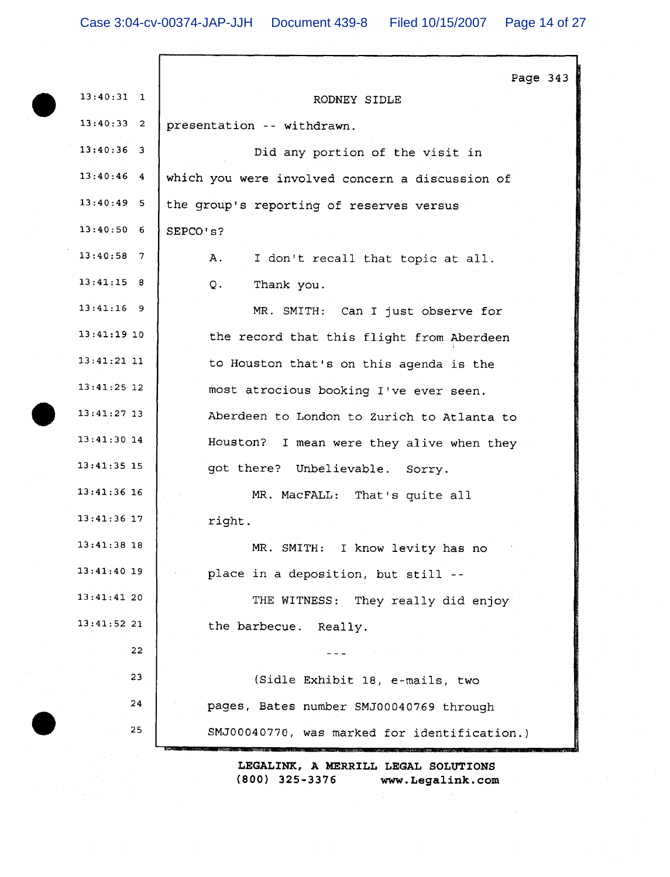RODNEY SIDLE

presentation -- withdrawn.

Did any portion of the visit in which you were involved concern a discussion of the group's reporting of reserves versus SEPCO's?

A. I don't recall that topic at all.

Q. Thank you.

MR. SMITH: Can I just observe for the record that this flight from Aberdeen to Houston that's on this agenda is the most atrocious booking I've ever seen. Aberdeen to London to Zurich to Atlanta to Houston? I mean were they alive when they got there? Unbelievable. Sorry.

MR. MacFALL: That's quite all right.

MR. SMITH: I know levity has no place in a deposition, but still --

THE WITNESS: They really did enjoy the barbecue. Really.

---

(Sidle Exhibit 18, e-mails, two pages, Bates number SMJ00040769 through SMJ00040770, was marked for identification.)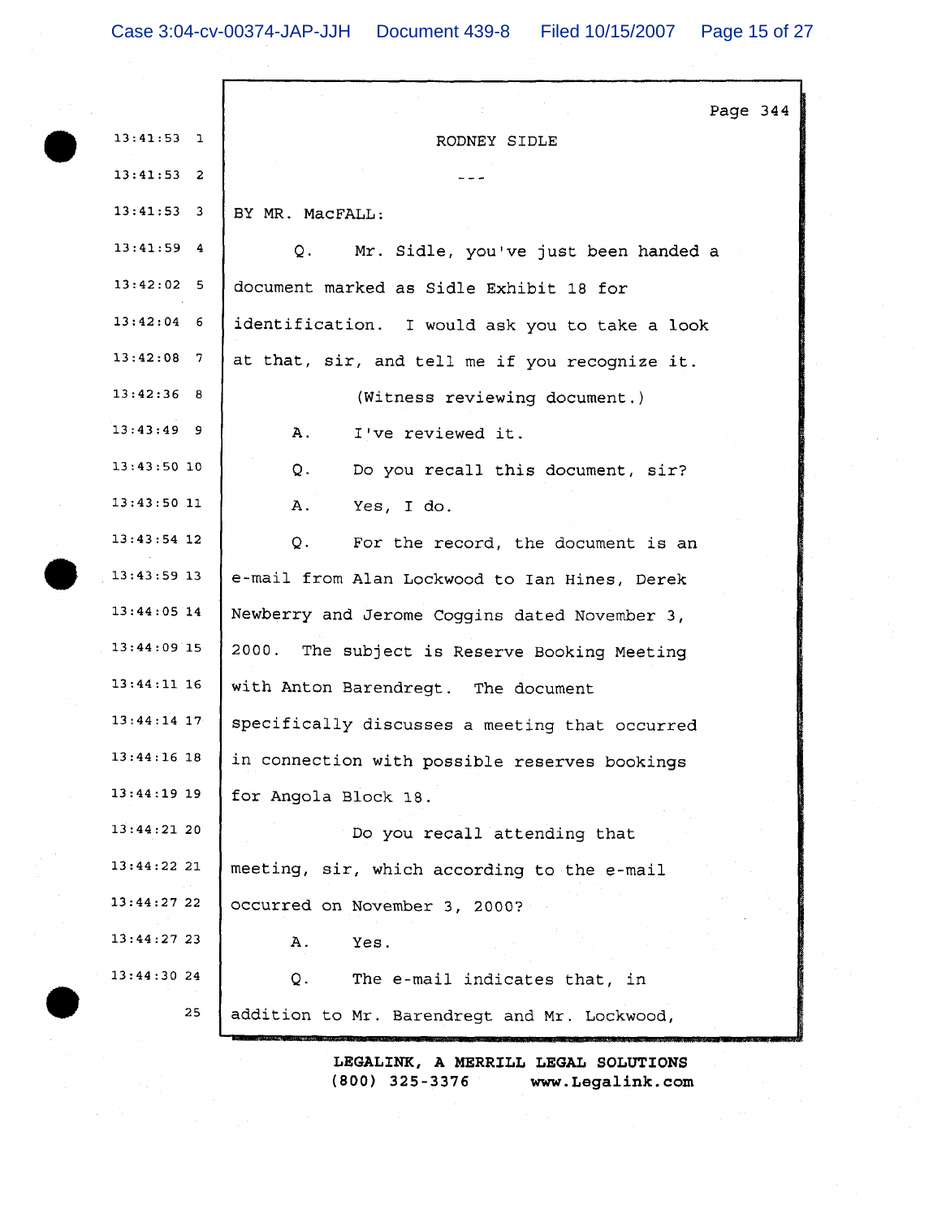RODNEY SIDLE

---

BY MR. MacFALL:

Q. Mr. Sidle, you've just been handed a document marked as Sidle Exhibit 18 for identification. I would ask you to take a look at that, sir, and tell me if you recognize it.

(Witness reviewing document.)

A. I've reviewed it.

Q. Do you recall this document, sir?

A. Yes, I do.

Q. For the record, the document is an e-mail from Alan Lockwood to Ian Hines, Derek Newberry and Jerome Coggins dated November 3, 2000. The subject is Reserve Booking Meeting with Anton Barendregt. The document specifically discusses a meeting that occurred in connection with possible reserves bookings for Angola Block 18.

Do you recall attending that meeting, sir, which according to the e-mail occurred on November 3, 2000?

A. Yes.

Q. The e-mail indicates that, in addition to Mr. Barendregt and Mr. Lockwood,

LEGALINK, A MERRILL LEGAL SOLUTIONS
(800) 325-3376 www.Legalink.com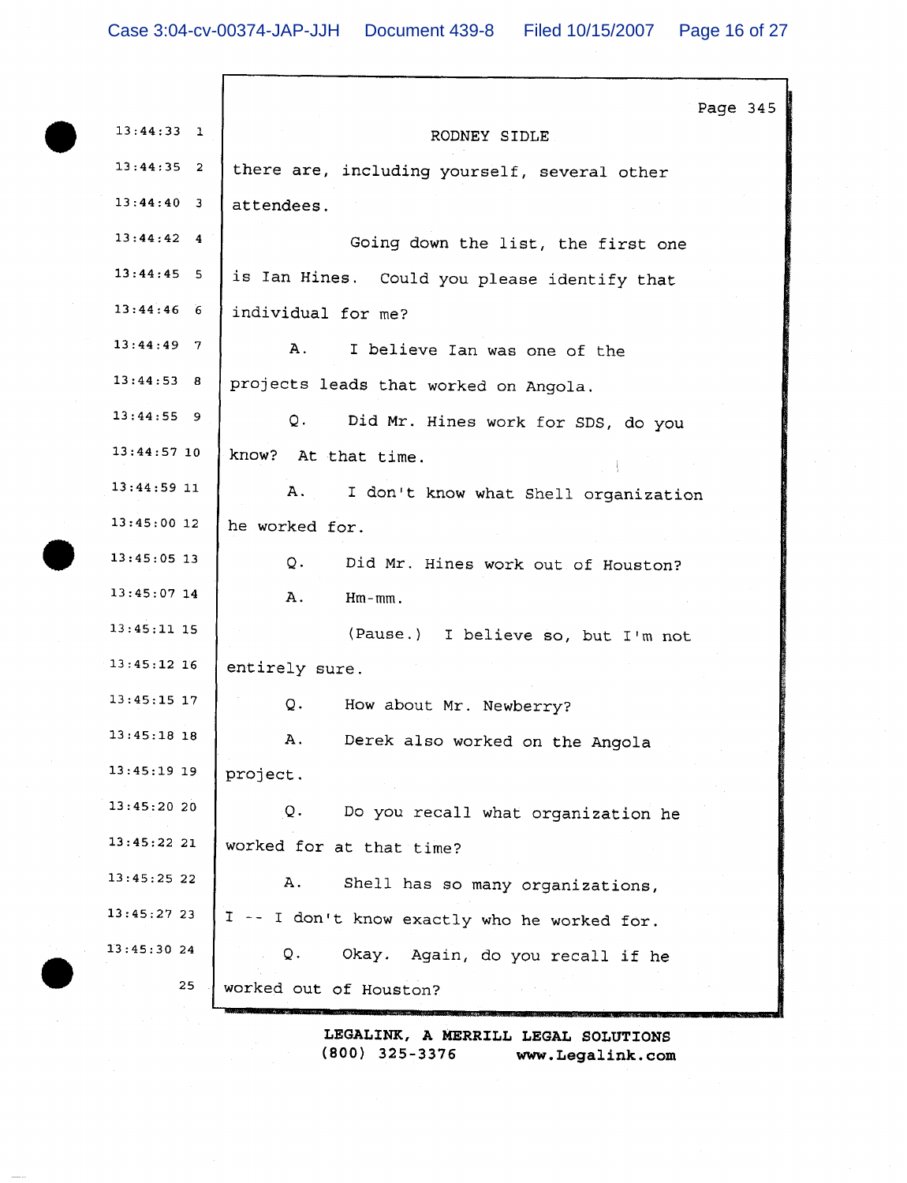Page 345

RODNEY SIDLE

there are, including yourself, several other attendees.

Going down the list, the first one is Ian Hines. Could you please identify that individual for me?

A. I believe Ian was one of the projects leads that worked on Angola.

Q. Did Mr. Hines work for SDS, do you know? At that time.

A. I don't know what Shell organization he worked for.

Q. Did Mr. Hines work out of Houston?

A. Hm-mm.

(Pause.) I believe so, but I'm not entirely sure.

Q. How about Mr. Newberry?

A. Derek also worked on the Angola project.

Q. Do you recall what organization he worked for at that time?

A. Shell has so many organizations, I -- I don't know exactly who he worked for.

Q. Okay. Again, do you recall if he worked out of Houston?

LEGALINK, A MERRILL LEGAL SOLUTIONS
(800) 325-3376 www.Legalink.com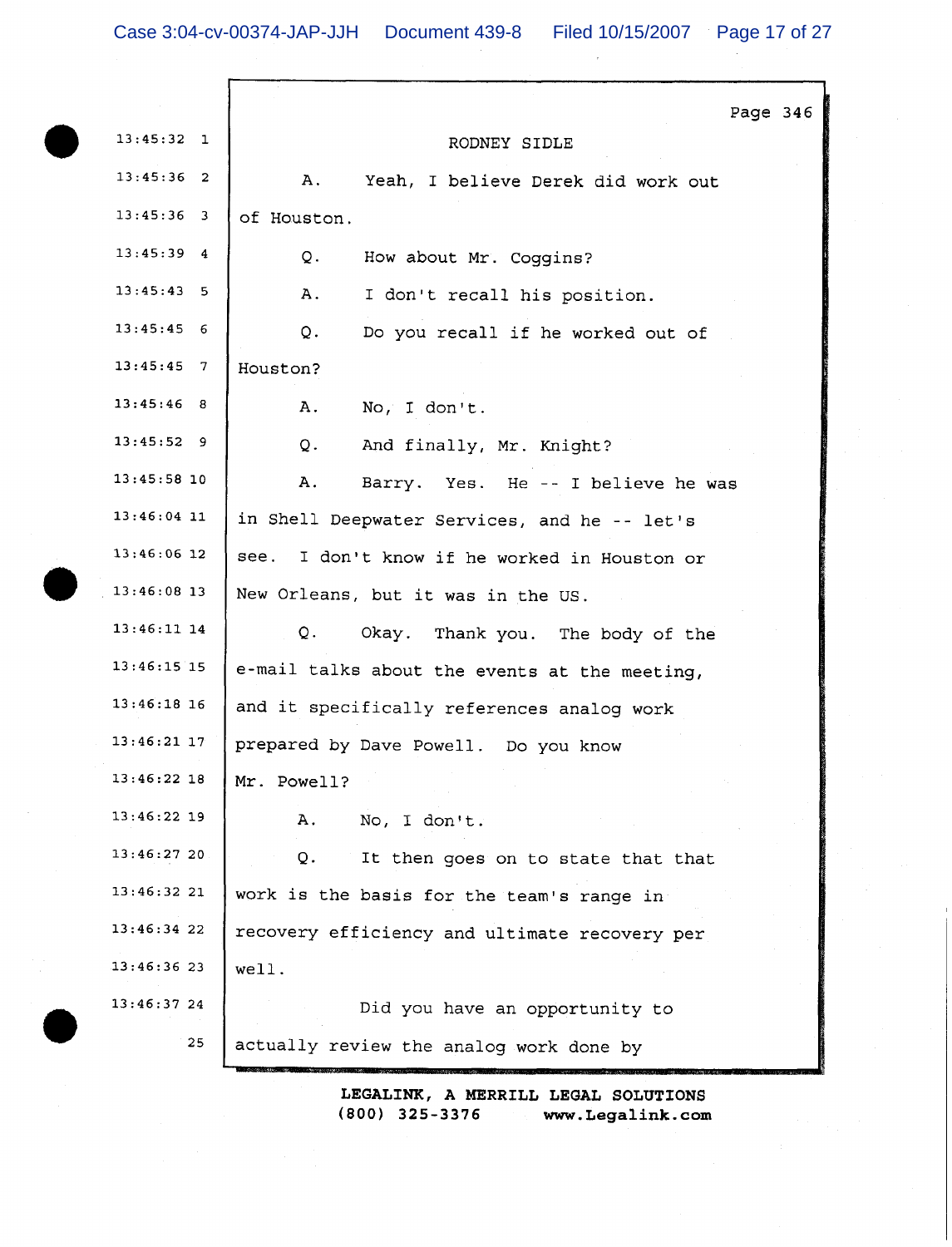RODNEY SIDLE

A. Yeah, I believe Derek did work out of Houston.

Q. How about Mr. Coggins?

A. I don't recall his position.

Q. Do you recall if he worked out of Houston?

A. No, I don't.

Q. And finally, Mr. Knight?

A. Barry. Yes. He -- I believe he was in Shell Deepwater Services, and he -- let's see. I don't know if he worked in Houston or New Orleans, but it was in the US.

Q. Okay. Thank you. The body of the e-mail talks about the events at the meeting, and it specifically references analog work prepared by Dave Powell. Do you know Mr. Powell?

A. No, I don't.

Q. It then goes on to state that that work is the basis for the team's range in recovery efficiency and ultimate recovery per well.

Did you have an opportunity to actually review the analog work done by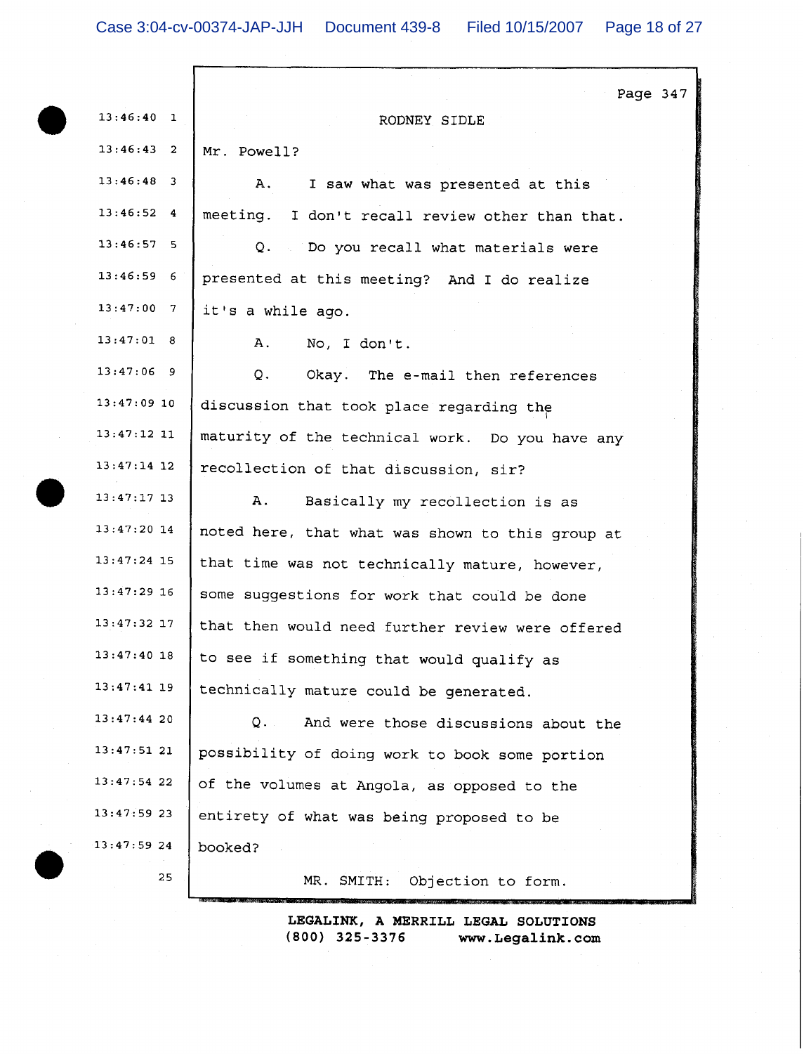RODNEY SIDLE

Mr. Powell?

A. I saw what was presented at this meeting. I don't recall review other than that.

Q. Do you recall what materials were presented at this meeting? And I do realize it's a while ago.

A. No, I don't.

Q. Okay. The e-mail then references discussion that took place regarding the maturity of the technical work. Do you have any recollection of that discussion, sir?

A. Basically my recollection is as noted here, that what was shown to this group at that time was not technically mature, however, some suggestions for work that could be done that then would need further review were offered to see if something that would qualify as technically mature could be generated.

Q. And were those discussions about the possibility of doing work to book some portion of the volumes at Angola, as opposed to the entirety of what was being proposed to be booked?

MR. SMITH: Objection to form.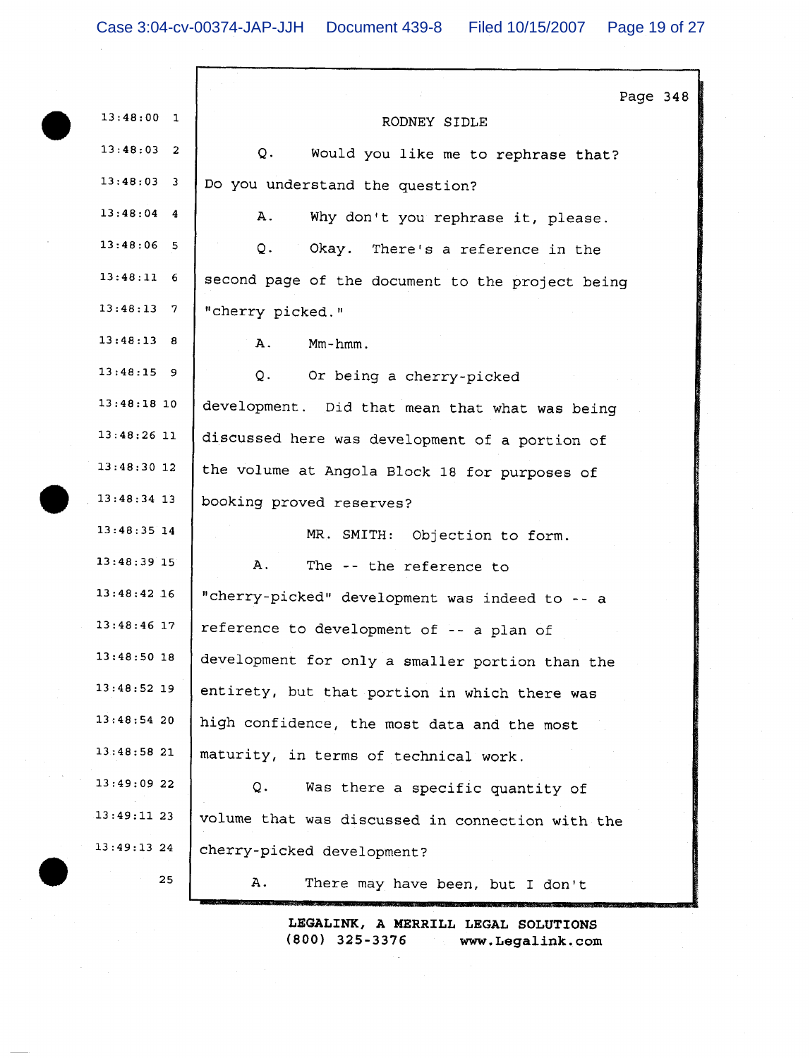Page 348

RODNEY SIDLE

13:48:03 2 Q. Would you like me to rephrase that?

13:48:03 3 Do you understand the question?

13:48:04 4 A. Why don't you rephrase it, please.

13:48:06 5 Q. Okay. There's a reference in the

13:48:11 6 second page of the document to the project being

13:48:13 7 "cherry picked."

13:48:13 8 A. Mm-hmm.

13:48:15 9 Q. Or being a cherry-picked

13:48:18 10 development. Did that mean that what was being

13:48:26 11 discussed here was development of a portion of

13:48:30 12 the volume at Angola Block 18 for purposes of

13:48:34 13 booking proved reserves?

13:48:35 14 MR. SMITH: Objection to form.

13:48:39 15 A. The -- the reference to

13:48:42 16 "cherry-picked" development was indeed to -- a

13:48:46 17 reference to development of -- a plan of

13:48:50 18 development for only a smaller portion than the

13:48:52 19 entirety, but that portion in which there was

13:48:54 20 high confidence, the most data and the most

13:48:58 21 maturity, in terms of technical work.

13:49:09 22 Q. Was there a specific quantity of

13:49:11 23 volume that was discussed in connection with the

13:49:13 24 cherry-picked development?

25 A. There may have been, but I don't

LEGALINK, A MERRILL LEGAL SOLUTIONS
(800) 325-3376 www.Legalink.com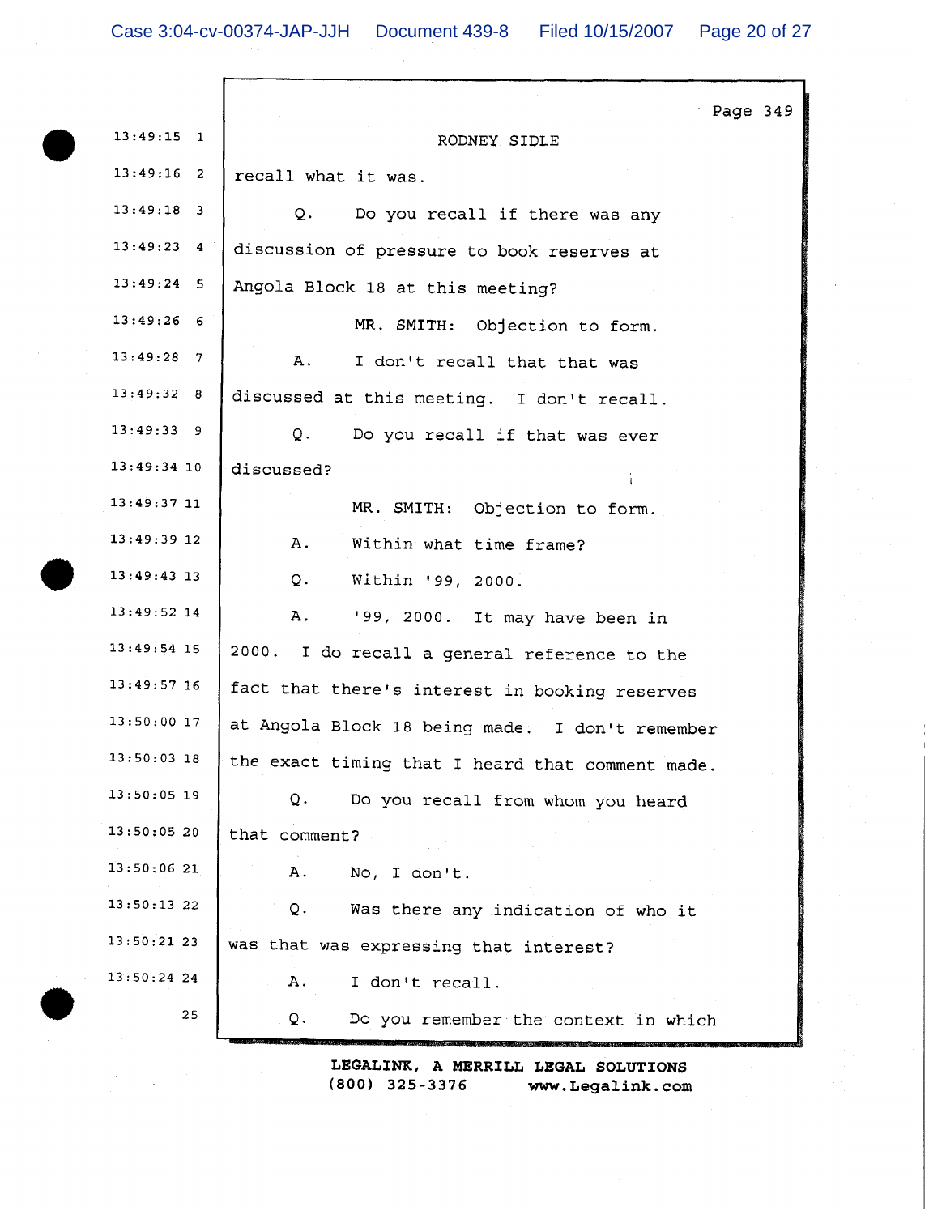RODNEY SIDLE

recall what it was.

Q. Do you recall if there was any discussion of pressure to book reserves at Angola Block 18 at this meeting?

MR. SMITH: Objection to form.

A. I don't recall that that was discussed at this meeting. I don't recall.

Q. Do you recall if that was ever discussed?

MR. SMITH: Objection to form.

A. Within what time frame?

Q. Within '99, 2000.

A. '99, 2000. It may have been in 2000. I do recall a general reference to the fact that there's interest in booking reserves at Angola Block 18 being made. I don't remember the exact timing that I heard that comment made.

Q. Do you recall from whom you heard that comment?

A. No, I don't.

Q. Was there any indication of who it was that was expressing that interest?

A. I don't recall.

Q. Do you remember the context in which

LEGALINK, A MERRILL LEGAL SOLUTIONS
(800) 325-3376 www.Legalink.com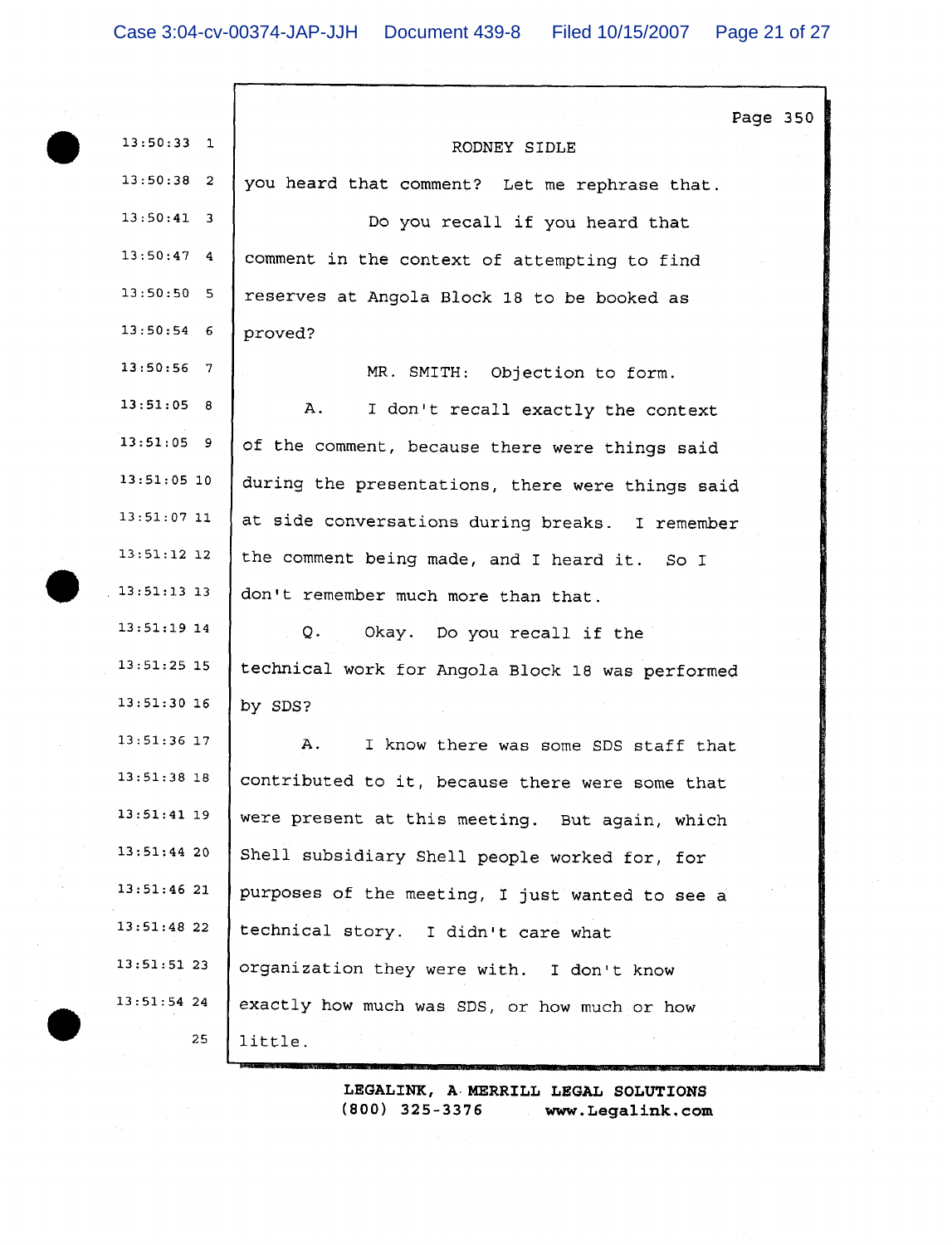RODNEY SIDLE

you heard that comment? Let me rephrase that.

Do you recall if you heard that comment in the context of attempting to find reserves at Angola Block 18 to be booked as proved?

MR. SMITH: Objection to form.

A. I don't recall exactly the context of the comment, because there were things said during the presentations, there were things said at side conversations during breaks. I remember the comment being made, and I heard it. So I don't remember much more than that.

Q. Okay. Do you recall if the technical work for Angola Block 18 was performed by SDS?

A. I know there was some SDS staff that contributed to it, because there were some that were present at this meeting. But again, which Shell subsidiary Shell people worked for, for purposes of the meeting, I just wanted to see a technical story. I didn't care what organization they were with. I don't know exactly how much was SDS, or how much or how little.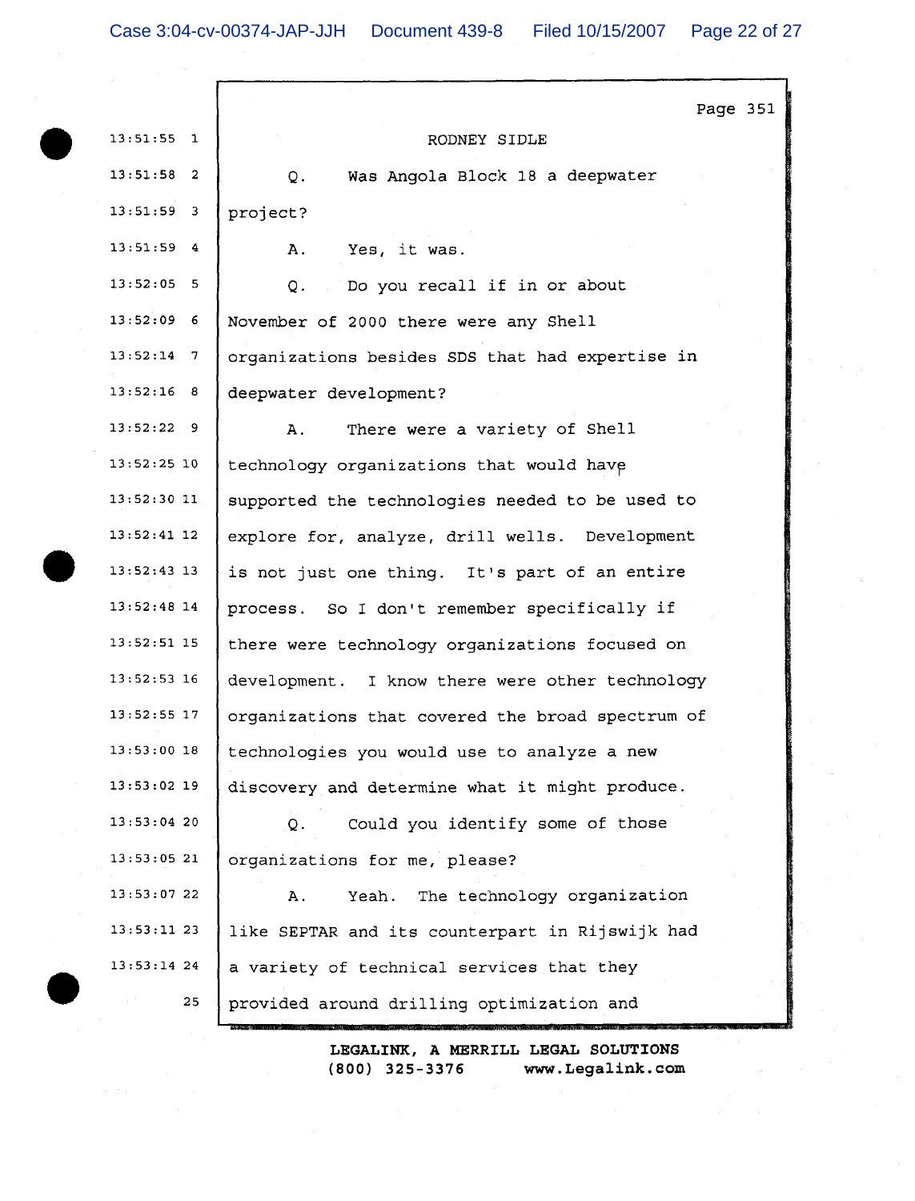Page 351

RODNEY SIDLE

Q. Was Angola Block 18 a deepwater project?

A. Yes, it was.

Q. Do you recall if in or about November of 2000 there were any Shell organizations besides SDS that had expertise in deepwater development?

A. There were a variety of Shell technology organizations that would have supported the technologies needed to be used to explore for, analyze, drill wells. Development is not just one thing. It's part of an entire process. So I don't remember specifically if there were technology organizations focused on development. I know there were other technology organizations that covered the broad spectrum of technologies you would use to analyze a new discovery and determine what it might produce.

Q. Could you identify some of those organizations for me, please?

A. Yeah. The technology organization like SEPTAR and its counterpart in Rijswijk had a variety of technical services that they provided around drilling optimization and

LEGALINK, A MERRILL LEGAL SOLUTIONS
(800) 325-3376 www.Legalink.com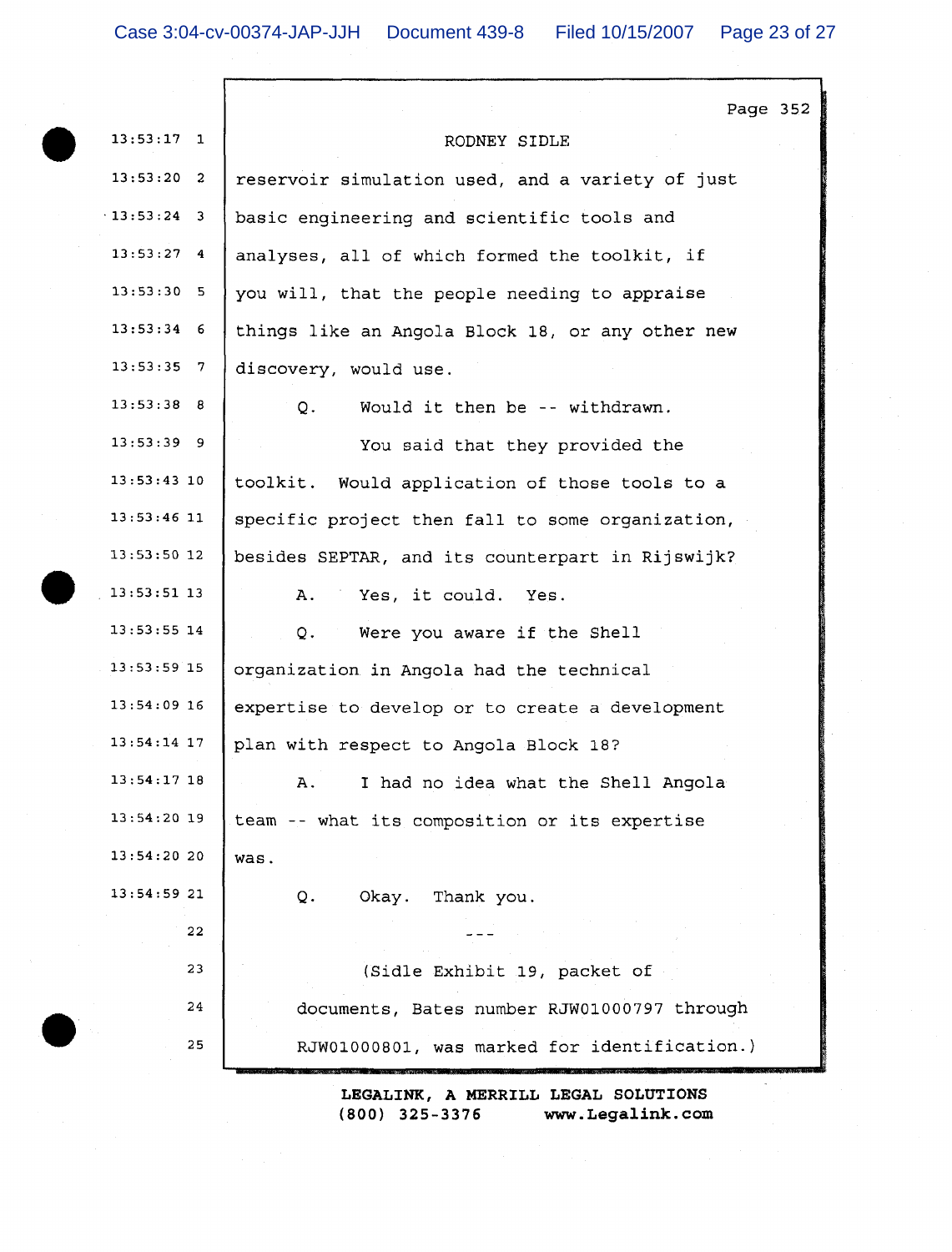RODNEY SIDLE

reservoir simulation used, and a variety of just basic engineering and scientific tools and analyses, all of which formed the toolkit, if you will, that the people needing to appraise things like an Angola Block 18, or any other new discovery, would use.

Q. Would it then be -- withdrawn.

You said that they provided the toolkit. Would application of those tools to a specific project then fall to some organization, besides SEPTAR, and its counterpart in Rijswijk?

A. Yes, it could. Yes.

Q. Were you aware if the Shell organization in Angola had the technical expertise to develop or to create a development plan with respect to Angola Block 18?

A. I had no idea what the Shell Angola team -- what its composition or its expertise was.

Q. Okay. Thank you.

---

(Sidle Exhibit 19, packet of documents, Bates number RJW01000797 through RJW01000801, was marked for identification.)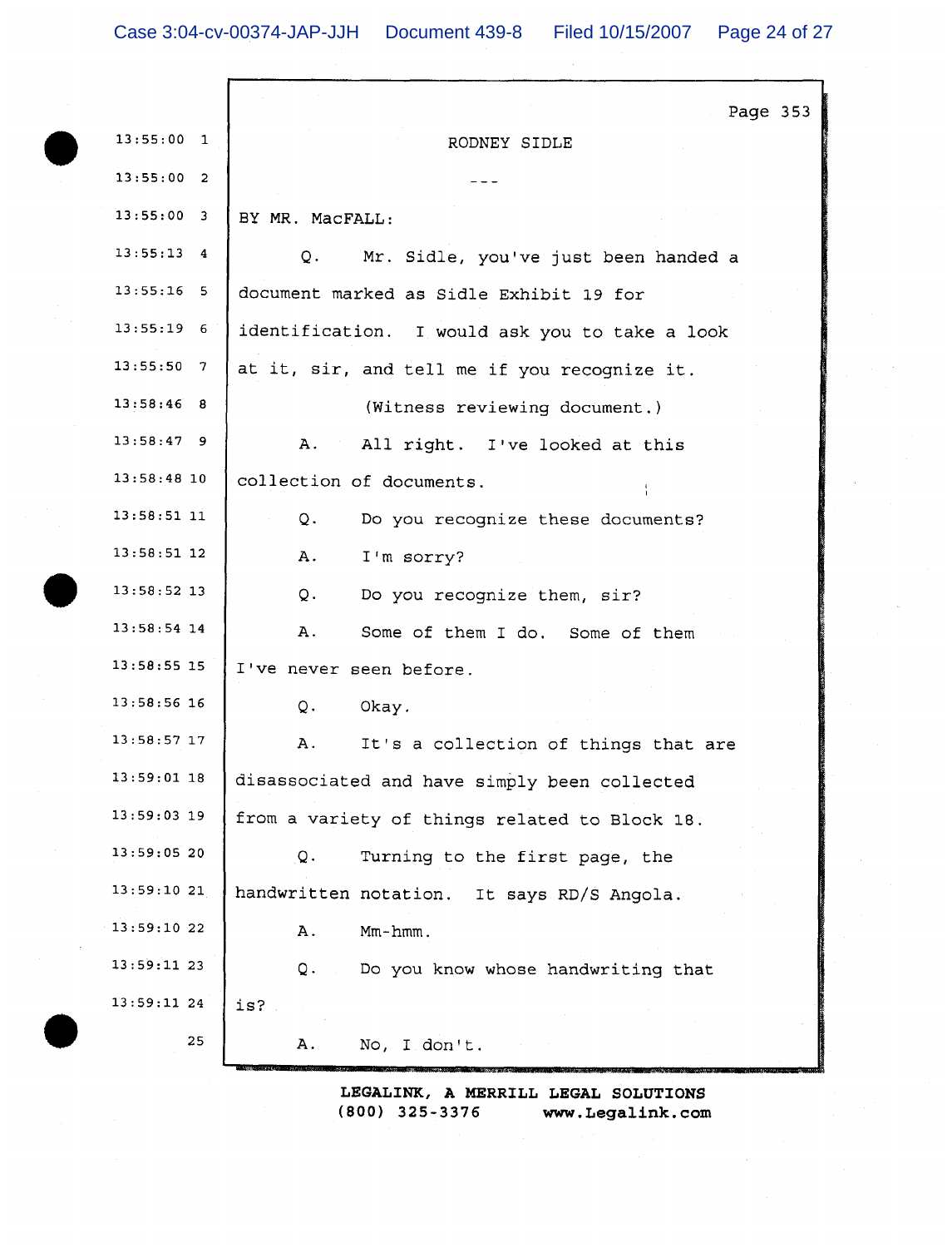RODNEY SIDLE

---

BY MR. MacFALL:

Q. Mr. Sidle, you've just been handed a document marked as Sidle Exhibit 19 for identification. I would ask you to take a look at it, sir, and tell me if you recognize it.

(Witness reviewing document.)

A. All right. I've looked at this collection of documents.

Q. Do you recognize these documents?

A. I'm sorry?

Q. Do you recognize them, sir?

A. Some of them I do. Some of them I've never seen before.

Q. Okay.

A. It's a collection of things that are disassociated and have simply been collected from a variety of things related to Block 18.

Q. Turning to the first page, the handwritten notation. It says RD/S Angola.

A. Mm-hmm.

Q. Do you know whose handwriting that is?

A. No, I don't.

LEGALINK, A MERRILL LEGAL SOLUTIONS
(800) 325-3376 www.Legalink.com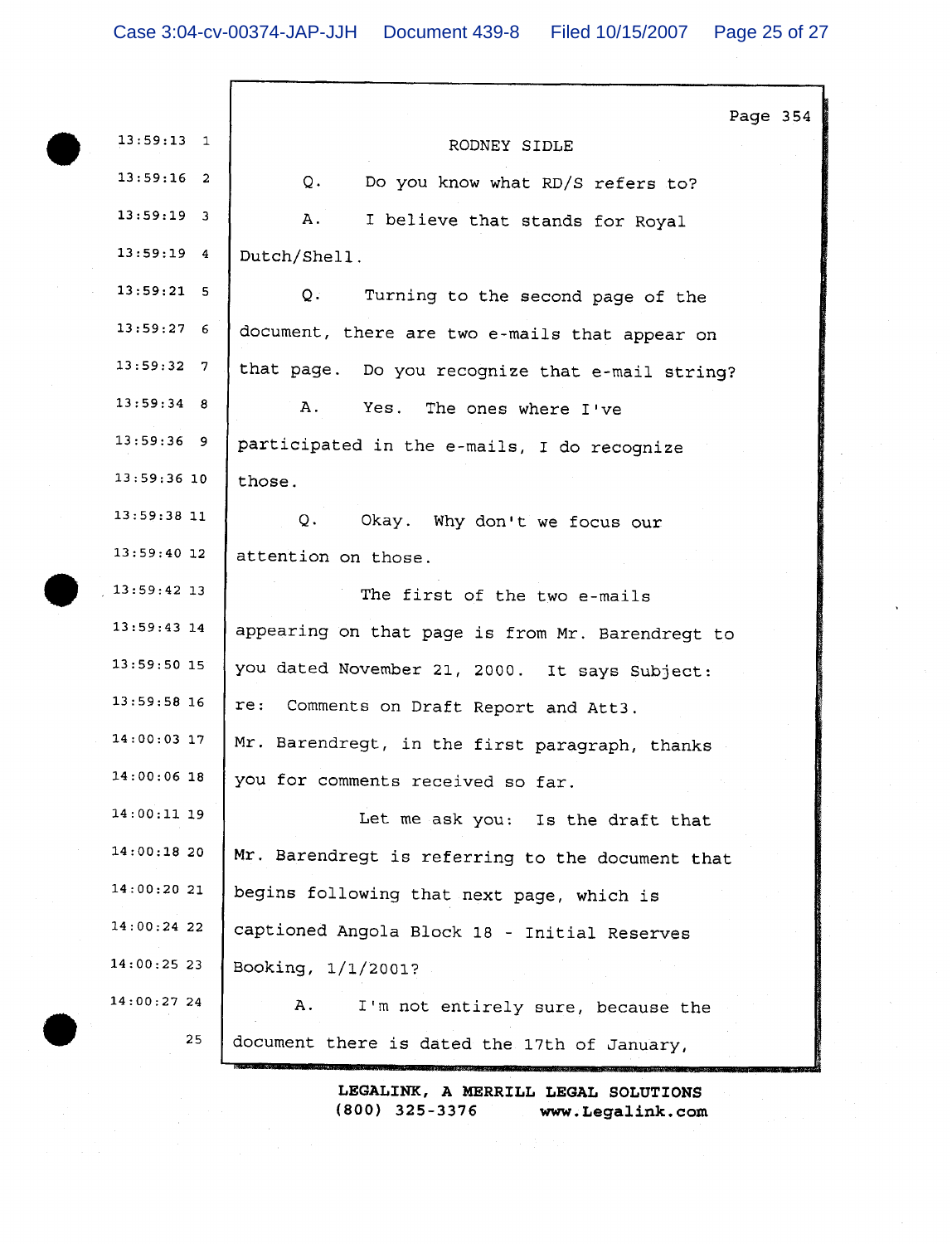Page 354

RODNEY SIDLE

Q. Do you know what RD/S refers to?

A. I believe that stands for Royal Dutch/Shell.

Q. Turning to the second page of the document, there are two e-mails that appear on that page. Do you recognize that e-mail string?

A. Yes. The ones where I've participated in the e-mails, I do recognize those.

Q. Okay. Why don't we focus our attention on those.

The first of the two e-mails appearing on that page is from Mr. Barendregt to you dated November 21, 2000. It says Subject: re: Comments on Draft Report and Att3. Mr. Barendregt, in the first paragraph, thanks you for comments received so far.

Let me ask you: Is the draft that Mr. Barendregt is referring to the document that begins following that next page, which is captioned Angola Block 18 - Initial Reserves Booking, 1/1/2001?

A. I'm not entirely sure, because the document there is dated the 17th of January,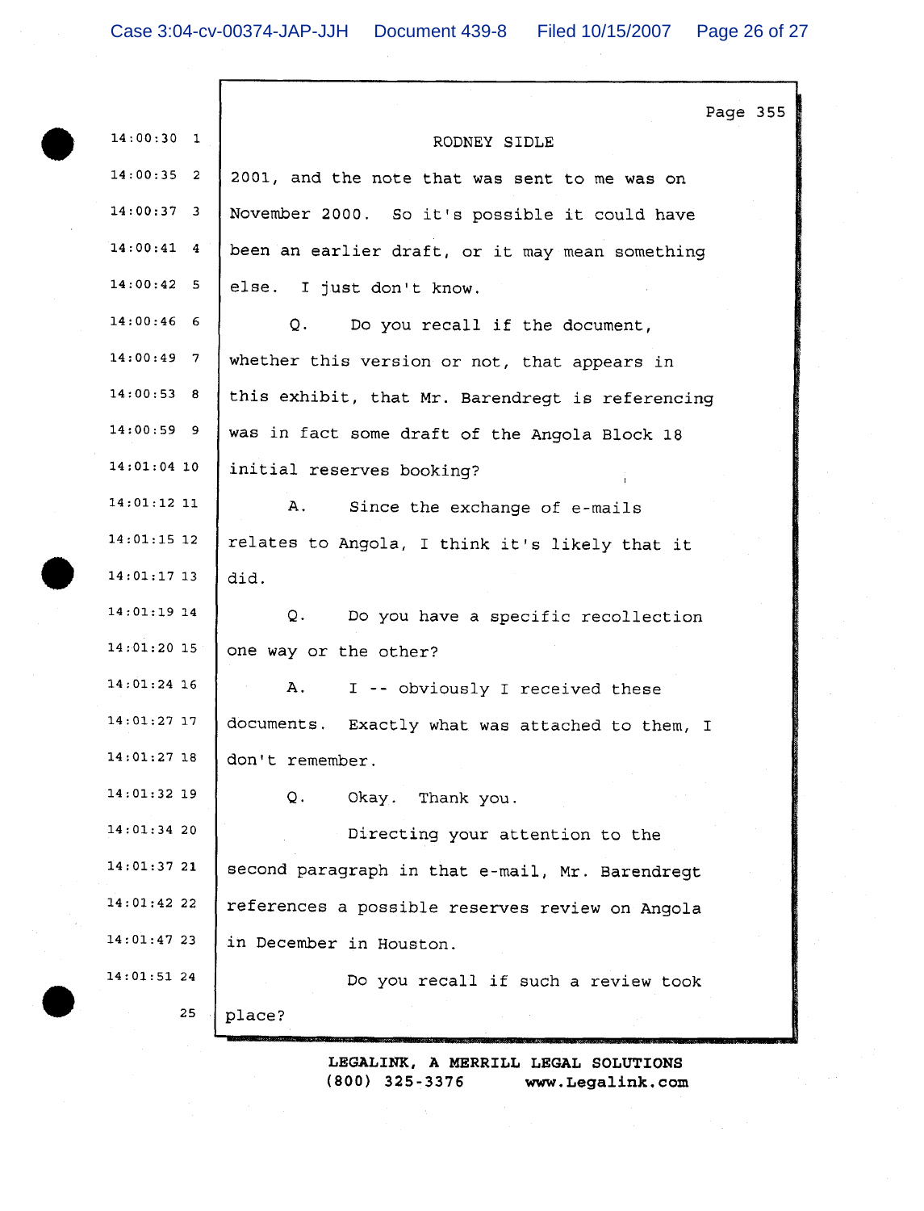RODNEY SIDLE

2001, and the note that was sent to me was on November 2000. So it's possible it could have been an earlier draft, or it may mean something else. I just don't know.

Q. Do you recall if the document, whether this version or not, that appears in this exhibit, that Mr. Barendregt is referencing was in fact some draft of the Angola Block 18 initial reserves booking?

A. Since the exchange of e-mails relates to Angola, I think it's likely that it did.

Q. Do you have a specific recollection one way or the other?

A. I -- obviously I received these documents. Exactly what was attached to them, I don't remember.

Q. Okay. Thank you.

Directing your attention to the second paragraph in that e-mail, Mr. Barendregt references a possible reserves review on Angola in December in Houston.

Do you recall if such a review took place?

LEGALINK, A MERRILL LEGAL SOLUTIONS
(800) 325-3376 www.Legalink.com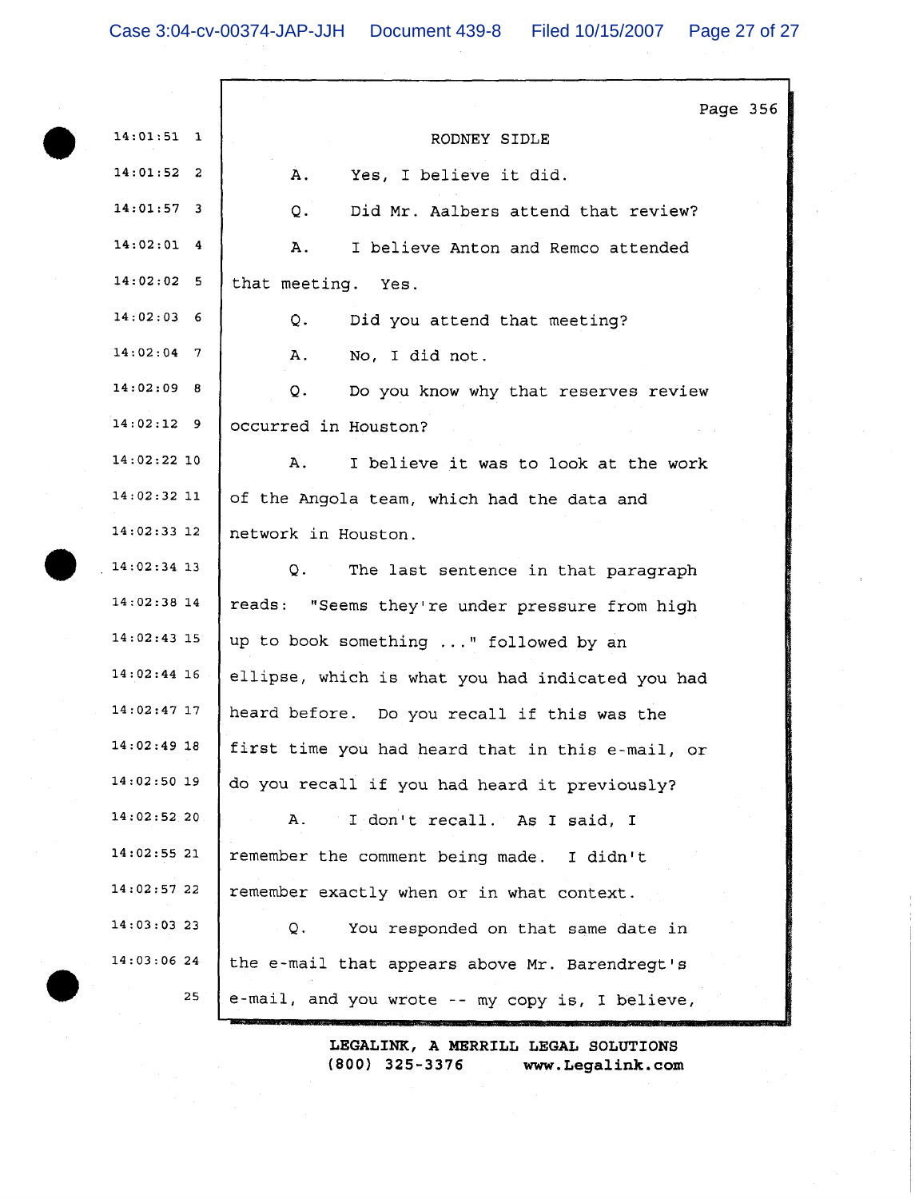Page 356

RODNEY SIDLE

14:01:51 1

14:01:52 2 A. Yes, I believe it did.

14:01:57 3 Q. Did Mr. Aalbers attend that review?

14:02:01 4 A. I believe Anton and Remco attended

14:02:02 5 that meeting. Yes.

14:02:03 6 Q. Did you attend that meeting?

14:02:04 7 A. No, I did not.

14:02:09 8 Q. Do you know why that reserves review

14:02:12 9 occurred in Houston?

14:02:22 10 A. I believe it was to look at the work

14:02:32 11 of the Angola team, which had the data and

14:02:33 12 network in Houston.

14:02:34 13 Q. The last sentence in that paragraph

14:02:38 14 reads: "Seems they're under pressure from high

14:02:43 15 up to book something ..." followed by an

14:02:44 16 ellipse, which is what you had indicated you had

14:02:47 17 heard before. Do you recall if this was the

14:02:49 18 first time you had heard that in this e-mail, or

14:02:50 19 do you recall if you had heard it previously?

14:02:52 20 A. I don't recall. As I said, I

14:02:55 21 remember the comment being made. I didn't

14:02:57 22 remember exactly when or in what context.

14:03:03 23 Q. You responded on that same date in

14:03:06 24 the e-mail that appears above Mr. Barendregt's

25 e-mail, and you wrote -- my copy is, I believe,

LEGALINK, A MERRILL LEGAL SOLUTIONS
(800) 325-3376 www.Legalink.com